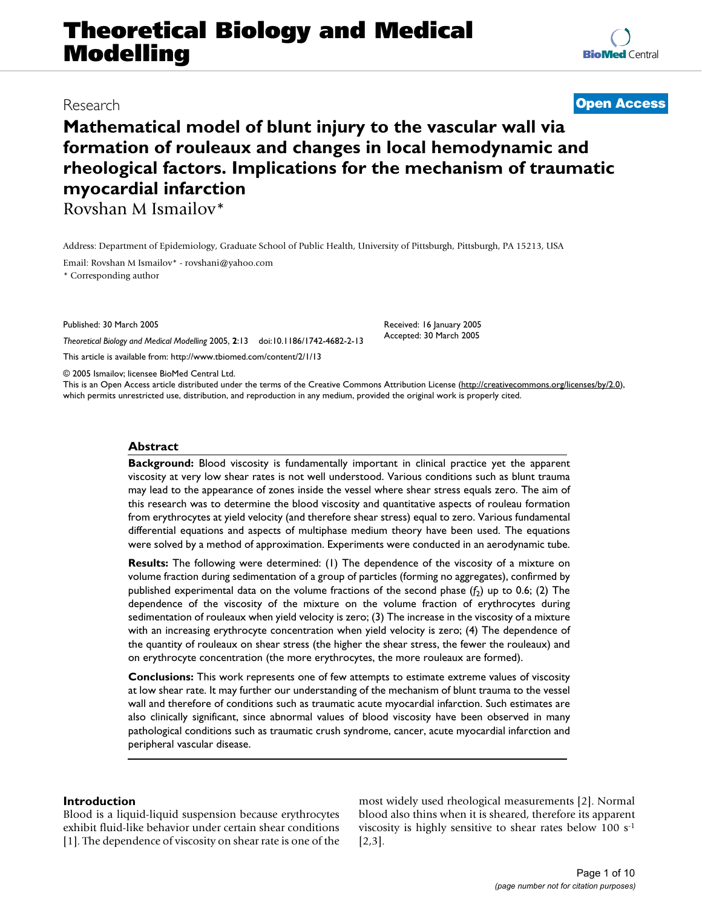# Theoretical Biology and Medical Modelling

Research

**Open Access**

# Mathematical model of blunt injury to the vascular wall via formation of rouleaux and changes in local hemodynamic and rheological factors. Implications for the mechanism of traumatic myocardial infarction

Rovshan M Ismailov*

Address: Department of Epidemiology, Graduate School of Public Health, University of Pittsburgh, Pittsburgh, PA 15213, USA

Email: Rovshan M Ismailov* - rovshani@yahoo.com

\* Corresponding author

Published: 30 March 2005

*Theoretical Biology and Medical Modelling* 2005, **2**:13 doi:10.1186/1742-4682-2-13

Received: 16 January 2005
Accepted: 30 March 2005

This article is available from: http://www.tbiomed.com/content/2/1/13

© 2005 Ismailov; licensee BioMed Central Ltd.
This is an Open Access article distributed under the terms of the Creative Commons Attribution License (http://creativecommons.org/licenses/by/2.0), which permits unrestricted use, distribution, and reproduction in any medium, provided the original work is properly cited.

## Abstract

**Background:** Blood viscosity is fundamentally important in clinical practice yet the apparent viscosity at very low shear rates is not well understood. Various conditions such as blunt trauma may lead to the appearance of zones inside the vessel where shear stress equals zero. The aim of this research was to determine the blood viscosity and quantitative aspects of rouleau formation from erythrocytes at yield velocity (and therefore shear stress) equal to zero. Various fundamental differential equations and aspects of multiphase medium theory have been used. The equations were solved by a method of approximation. Experiments were conducted in an aerodynamic tube.

**Results:** The following were determined: (1) The dependence of the viscosity of a mixture on volume fraction during sedimentation of a group of particles (forming no aggregates), confirmed by published experimental data on the volume fractions of the second phase ($f_2$) up to 0.6; (2) The dependence of the viscosity of the mixture on the volume fraction of erythrocytes during sedimentation of rouleaux when yield velocity is zero; (3) The increase in the viscosity of a mixture with an increasing erythrocyte concentration when yield velocity is zero; (4) The dependence of the quantity of rouleaux on shear stress (the higher the shear stress, the fewer the rouleaux) and on erythrocyte concentration (the more erythrocytes, the more rouleaux are formed).

**Conclusions:** This work represents one of few attempts to estimate extreme values of viscosity at low shear rate. It may further our understanding of the mechanism of blunt trauma to the vessel wall and therefore of conditions such as traumatic acute myocardial infarction. Such estimates are also clinically significant, since abnormal values of blood viscosity have been observed in many pathological conditions such as traumatic crush syndrome, cancer, acute myocardial infarction and peripheral vascular disease.

## Introduction

Blood is a liquid-liquid suspension because erythrocytes exhibit fluid-like behavior under certain shear conditions [1]. The dependence of viscosity on shear rate is one of the most widely used rheological measurements [2]. Normal blood also thins when it is sheared, therefore its apparent viscosity is highly sensitive to shear rates below 100 $s^{-1}$ [2,3].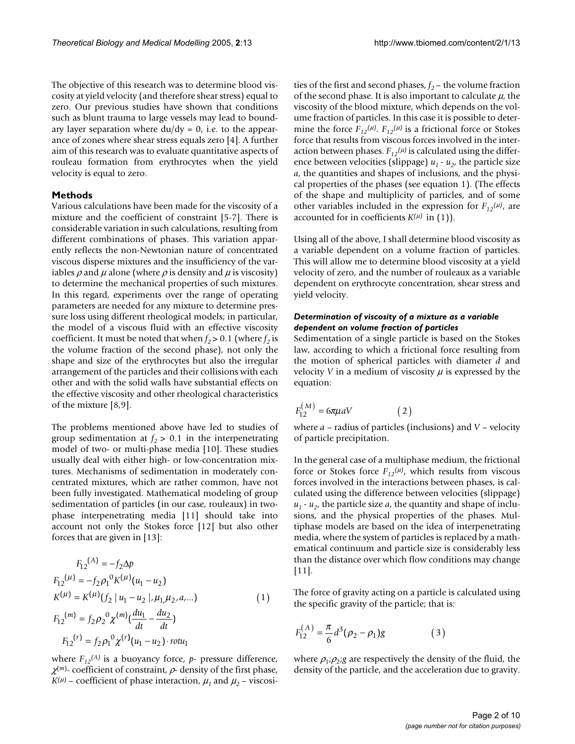The objective of this research was to determine blood viscosity at yield velocity (and therefore shear stress) equal to zero. Our previous studies have shown that conditions such as blunt trauma to large vessels may lead to boundary layer separation where $du/dy = 0$, i.e. to the appearance of zones where shear stress equals zero [4]. A further aim of this research was to evaluate quantitative aspects of rouleau formation from erythrocytes when the yield velocity is equal to zero.

## Methods

Various calculations have been made for the viscosity of a mixture and the coefficient of constraint [5-7]. There is considerable variation in such calculations, resulting from different combinations of phases. This variation apparently reflects the non-Newtonian nature of concentrated viscous disperse mixtures and the insufficiency of the variables $\rho$ and $\mu$ alone (where $\rho$ is density and $\mu$ is viscosity) to determine the mechanical properties of such mixtures. In this regard, experiments over the range of operating parameters are needed for any mixture to determine pressure loss using different rheological models; in particular, the model of a viscous fluid with an effective viscosity coefficient. It must be noted that when $f_2 > 0.1$ (where $f_2$ is the volume fraction of the second phase), not only the shape and size of the erythrocytes but also the irregular arrangement of the particles and their collisions with each other and with the solid walls have substantial effects on the effective viscosity and other rheological characteristics of the mixture [8,9].

The problems mentioned above have led to studies of group sedimentation at $f_2 > 0.1$ in the interpenetrating model of two- or multi-phase media [10]. These studies usually deal with either high- or low-concentration mixtures. Mechanisms of sedimentation in moderately concentrated mixtures, which are rather common, have not been fully investigated. Mathematical modeling of group sedimentation of particles (in our case, rouleaux) in two-phase interpenetrating media [11] should take into account not only the Stokes force [12] but also other forces that are given in [13]:

$$
\begin{aligned}
F_{12}{}^{(A)} &= -f_2 \Delta p \\
F_{12}{}^{(\mu)} &= -f_2 \rho_1{}^0 K^{(\mu)}(u_1 - u_2) \\
K^{(\mu)} &= K^{(\mu)}(f_2 \mid u_1 - u_2 \mid, \mu_1, \mu_2, a, \ldots) \\
F_{12}{}^{(m)} &= f_2 \rho_2{}^0 \chi^{(m)}\left(\frac{du_1}{dt} - \frac{du_2}{dt}\right) \\
F_{12}{}^{(r)} &= f_2 \rho_1{}^0 \chi^{(r)}(u_1 - u_2) \cdot rot u_1
\end{aligned}
\qquad (1)
$$

where $F_{12}{}^{(A)}$ is a buoyancy force, $p$- pressure difference, $\chi^{(m)}$- coefficient of constraint, $\rho$- density of the first phase, $K^{(\mu)}$ – coefficient of phase interaction, $\mu_1$ and $\mu_2$ – viscosities of the first and second phases, $f_2$ – the volume fraction of the second phase. It is also important to calculate $\mu$, the viscosity of the blood mixture, which depends on the volume fraction of particles. In this case it is possible to determine the force $F_{12}{}^{(\mu)}$. $F_{12}{}^{(\mu)}$ is a frictional force or Stokes force that results from viscous forces involved in the interaction between phases. $F_{12}{}^{(\mu)}$ is calculated using the difference between velocities (slippage) $u_1 - u_2$, the particle size $a$, the quantities and shapes of inclusions, and the physical properties of the phases (see equation 1). (The effects of the shape and multiplicity of particles, and of some other variables included in the expression for $F_{12}{}^{(\mu)}$, are accounted for in coefficients $K^{(\mu)}$ in (1)).

Using all of the above, I shall determine blood viscosity as a variable dependent on a volume fraction of particles. This will allow me to determine blood viscosity at a yield velocity of zero, and the number of rouleaux as a variable dependent on erythrocyte concentration, shear stress and yield velocity.

### *Determination of viscosity of a mixture as a variable dependent on volume fraction of particles*

Sedimentation of a single particle is based on the Stokes law, according to which a frictional force resulting from the motion of spherical particles with diameter $d$ and velocity $V$ in a medium of viscosity $\mu$ is expressed by the equation:

$$
F_{12}^{(M)} = 6\pi\mu a V \qquad (2)
$$

where $a$ – radius of particles (inclusions) and $V$ – velocity of particle precipitation.

In the general case of a multiphase medium, the frictional force or Stokes force $F_{12}{}^{(\mu)}$, which results from viscous forces involved in the interactions between phases, is calculated using the difference between velocities (slippage) $u_1 - u_2$, the particle size $a$, the quantity and shape of inclusions, and the physical properties of the phases. Multiphase models are based on the idea of interpenetrating media, where the system of particles is replaced by a mathematical continuum and particle size is considerably less than the distance over which flow conditions may change [11].

The force of gravity acting on a particle is calculated using the specific gravity of the particle; that is:

$$
F_{12}^{(A)} = \frac{\pi}{6} d^3 (\rho_2 - \rho_1) g \qquad (3)
$$

where $\rho_1; \rho_2; g$ are respectively the density of the fluid, the density of the particle, and the acceleration due to gravity.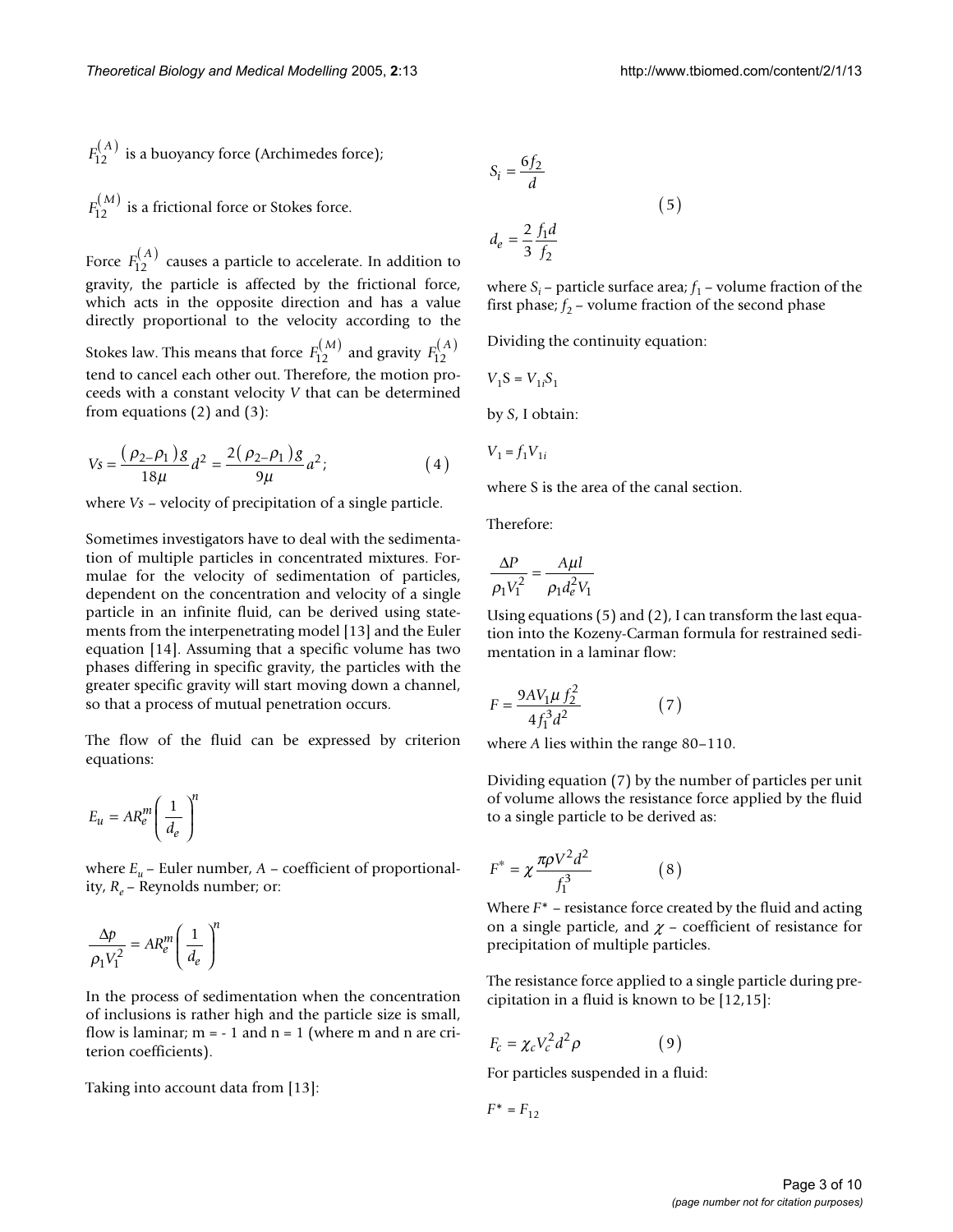$F_{12}^{(A)}$ is a buoyancy force (Archimedes force);

$F_{12}^{(M)}$ is a frictional force or Stokes force.

Force $F_{12}^{(A)}$ causes a particle to accelerate. In addition to gravity, the particle is affected by the frictional force, which acts in the opposite direction and has a value directly proportional to the velocity according to the Stokes law. This means that force $F_{12}^{(M)}$ and gravity $F_{12}^{(A)}$ tend to cancel each other out. Therefore, the motion proceeds with a constant velocity $V$ that can be determined from equations (2) and (3):

$$Vs = \frac{(\rho_2 - \rho_1)g}{18\mu} d^2 = \frac{2(\rho_2 - \rho_1)g}{9\mu} a^2; \qquad (4)$$

where $Vs$ – velocity of precipitation of a single particle.

Sometimes investigators have to deal with the sedimentation of multiple particles in concentrated mixtures. Formulae for the velocity of sedimentation of particles, dependent on the concentration and velocity of a single particle in an infinite fluid, can be derived using statements from the interpenetrating model [13] and the Euler equation [14]. Assuming that a specific volume has two phases differing in specific gravity, the particles with the greater specific gravity will start moving down a channel, so that a process of mutual penetration occurs.

The flow of the fluid can be expressed by criterion equations:

$$E_u = AR_e^m \left( \frac{1}{d_e} \right)^n$$

where $E_u$ – Euler number, $A$ – coefficient of proportionality, $R_e$ – Reynolds number; or:

$$\frac{\Delta p}{\rho_1 V_1^2} = AR_e^m \left( \frac{1}{d_e} \right)^n$$

In the process of sedimentation when the concentration of inclusions is rather high and the particle size is small, flow is laminar; m = - 1 and n = 1 (where m and n are criterion coefficients).

Taking into account data from [13]:

$$S_i = \frac{6f_2}{d}$$

$$d_e = \frac{2}{3} \frac{f_1 d}{f_2} \qquad (5)$$

where $S_i$ – particle surface area; $f_1$ – volume fraction of the first phase; $f_2$ – volume fraction of the second phase

Dividing the continuity equation:

$$V_1 S = V_{1i} S_1$$

by $S$, I obtain:

$$V_1 = f_1 V_{1i}$$

where S is the area of the canal section.

Therefore:

$$\frac{\Delta P}{\rho_1 V_1^2} = \frac{A\mu l}{\rho_1 d_e^2 V_1}$$

Using equations (5) and (2), I can transform the last equation into the Kozeny-Carman formula for restrained sedimentation in a laminar flow:

$$F = \frac{9AV_1 \mu f_2^2}{4 f_1^3 d^2} \qquad (7)$$

where $A$ lies within the range 80–110.

Dividing equation (7) by the number of particles per unit of volume allows the resistance force applied by the fluid to a single particle to be derived as:

$$F^* = \chi \frac{\pi \rho V^2 d^2}{f_1^3} \qquad (8)$$

Where $F^*$ – resistance force created by the fluid and acting on a single particle, and $\chi$ – coefficient of resistance for precipitation of multiple particles.

The resistance force applied to a single particle during precipitation in a fluid is known to be [12,15]:

$$F_c = \chi_c V_c^2 d^2 \rho \qquad (9)$$

For particles suspended in a fluid:

$$F^* = F_{12}$$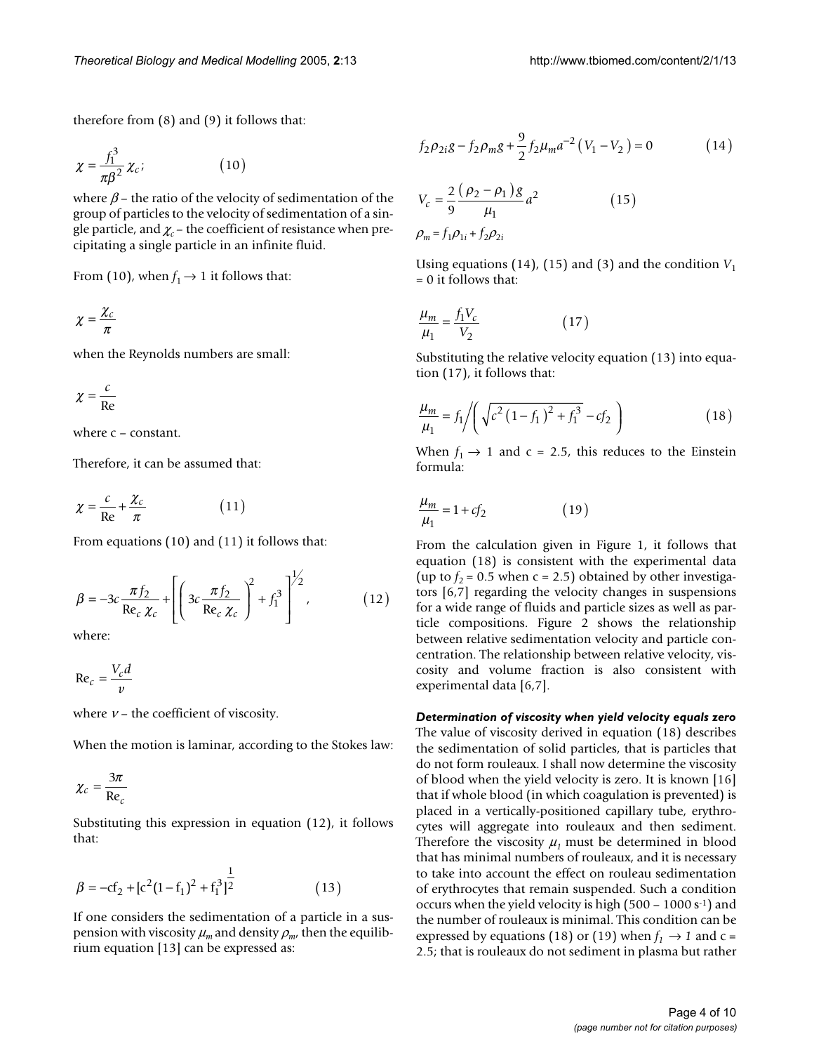therefore from (8) and (9) it follows that:

$$\chi = \frac{f_1^3}{\pi\beta^2}\chi_c; \qquad (10)$$

where $\beta$ – the ratio of the velocity of sedimentation of the group of particles to the velocity of sedimentation of a single particle, and $\chi_c$ – the coefficient of resistance when precipitating a single particle in an infinite fluid.

From (10), when $f_1 \rightarrow 1$ it follows that:

$$\chi = \frac{\chi_c}{\pi}$$

when the Reynolds numbers are small:

$$\chi = \frac{c}{\text{Re}}$$

where c – constant.

Therefore, it can be assumed that:

$$\chi = \frac{c}{\text{Re}} + \frac{\chi_c}{\pi} \qquad (11)$$

From equations (10) and (11) it follows that:

$$\beta = -3c\frac{\pi f_2}{\text{Re}_c\,\chi_c} + \left[\left(3c\frac{\pi f_2}{\text{Re}_c\,\chi_c}\right)^2 + f_1^3\right]^{1/2}, \qquad (12)$$

where:

$$\text{Re}_c = \frac{V_c d}{\nu}$$

where $\nu$ – the coefficient of viscosity.

When the motion is laminar, according to the Stokes law:

$$\chi_c = \frac{3\pi}{\text{Re}_c}$$

Substituting this expression in equation (12), it follows that:

$$\beta = -\text{c}f_2 + [\text{c}^2(1-\text{f}_1)^2 + \text{f}_1^3]^{\frac{1}{2}} \qquad (13)$$

If one considers the sedimentation of a particle in a suspension with viscosity $\mu_m$ and density $\rho_m$, then the equilibrium equation [13] can be expressed as:

$$f_2\rho_{2i}g - f_2\rho_m g + \frac{9}{2}f_2\mu_m a^{-2}\left(V_1 - V_2\right) = 0 \qquad (14)$$

$$V_c = \frac{2}{9}\frac{\left(\rho_2 - \rho_1\right)g}{\mu_1}a^2 \qquad (15)$$

$$\rho_m = f_1\rho_{1i} + f_2\rho_{2i}$$

Using equations (14), (15) and (3) and the condition $V_1 = 0$ it follows that:

$$\frac{\mu_m}{\mu_1} = \frac{f_1 V_c}{V_2} \qquad (17)$$

Substituting the relative velocity equation (13) into equation (17), it follows that:

$$\frac{\mu_m}{\mu_1} = f_1 \Big/ \left(\sqrt{c^2\left(1-f_1\right)^2 + f_1^3} - cf_2\right) \qquad (18)$$

When $f_1 \rightarrow 1$ and c = 2.5, this reduces to the Einstein formula:

$$\frac{\mu_m}{\mu_1} = 1 + cf_2 \qquad (19)$$

From the calculation given in Figure 1, it follows that equation (18) is consistent with the experimental data (up to $f_2 = 0.5$ when c = 2.5) obtained by other investigators [6,7] regarding the velocity changes in suspensions for a wide range of fluids and particle sizes as well as particle compositions. Figure 2 shows the relationship between relative sedimentation velocity and particle concentration. The relationship between relative velocity, viscosity and volume fraction is also consistent with experimental data [6,7].

***Determination of viscosity when yield velocity equals zero***

The value of viscosity derived in equation (18) describes the sedimentation of solid particles, that is particles that do not form rouleaux. I shall now determine the viscosity of blood when the yield velocity is zero. It is known [16] that if whole blood (in which coagulation is prevented) is placed in a vertically-positioned capillary tube, erythrocytes will aggregate into rouleaux and then sediment. Therefore the viscosity $\mu_1$ must be determined in blood that has minimal numbers of rouleaux, and it is necessary to take into account the effect on rouleau sedimentation of erythrocytes that remain suspended. Such a condition occurs when the yield velocity is high (500 – 1000 $s^{-1}$) and the number of rouleaux is minimal. This condition can be expressed by equations (18) or (19) when $f_1 \rightarrow 1$ and c = 2.5; that is rouleaux do not sediment in plasma but rather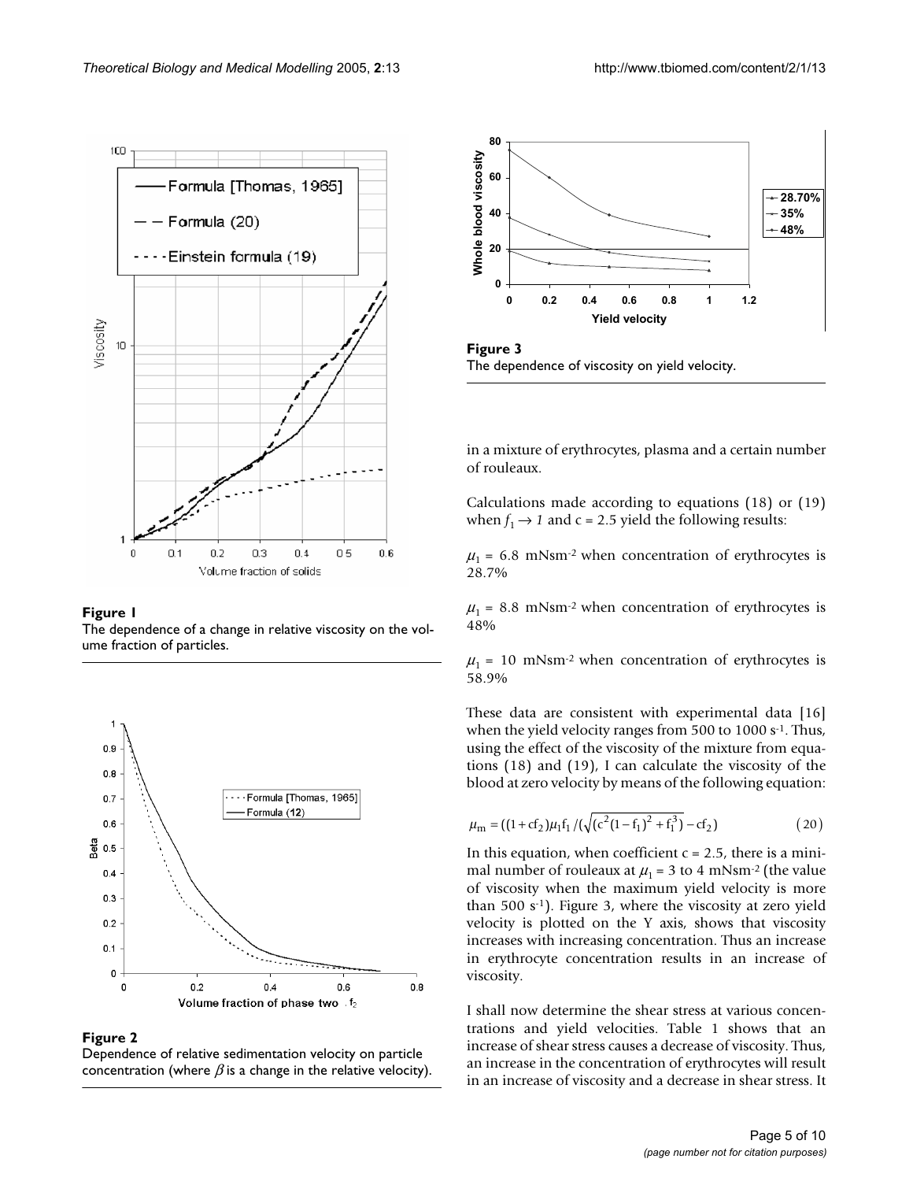100

Formula [Thomas, 1965]

Formula (20)

Einstein formula (19)

Viscosity

10

1

0 0.1 0.2 0.3 0.4 0.5 0.6

Volume fraction of solids

**Figure 1**
The dependence of a change in relative viscosity on the volume fraction of particles.

1

0.9

0.8

0.7

0.6

0.5

0.4

0.3

0.2

0.1

0

Formula [Thomas, 1965]

Formula (12)

Beta

0 0.2 0.4 0.6 0.8

Volume fraction of phase two $f_2$

**Figure 2**
Dependence of relative sedimentation velocity on particle concentration (where $\beta$ is a change in the relative velocity).

80

60

40

20

0

Whole blood viscosity

28.70%

35%

48%

0 0.2 0.4 0.6 0.8 1 1.2

Yield velocity

**Figure 3**
The dependence of viscosity on yield velocity.

in a mixture of erythrocytes, plasma and a certain number of rouleaux.

Calculations made according to equations (18) or (19) when $f_1 \to 1$ and $c = 2.5$ yield the following results:

$\mu_1$ = 6.8 $mNsm^{-2}$ when concentration of erythrocytes is 28.7%

$\mu_1$ = 8.8 $mNsm^{-2}$ when concentration of erythrocytes is 48%

$\mu_1$ = 10 $mNsm^{-2}$ when concentration of erythrocytes is 58.9%

These data are consistent with experimental data [16] when the yield velocity ranges from 500 to 1000 $s^{-1}$. Thus, using the effect of the viscosity of the mixture from equations (18) and (19), I can calculate the viscosity of the blood at zero velocity by means of the following equation:

$$\mu_m = ((1 + cf_2)\mu_1 f_1 / (\sqrt{(c^2(1 - f_1)^2 + f_1^3)} - cf_2) \tag{20}$$

In this equation, when coefficient $c = 2.5$, there is a minimal number of rouleaux at $\mu_1$ = 3 to 4 $mNsm^{-2}$ (the value of viscosity when the maximum yield velocity is more than 500 $s^{-1}$). Figure 3, where the viscosity at zero yield velocity is plotted on the Y axis, shows that viscosity increases with increasing concentration. Thus an increase in erythrocyte concentration results in an increase of viscosity.

I shall now determine the shear stress at various concentrations and yield velocities. Table 1 shows that an increase of shear stress causes a decrease of viscosity. Thus, an increase in the concentration of erythrocytes will result in an increase of viscosity and a decrease in shear stress. It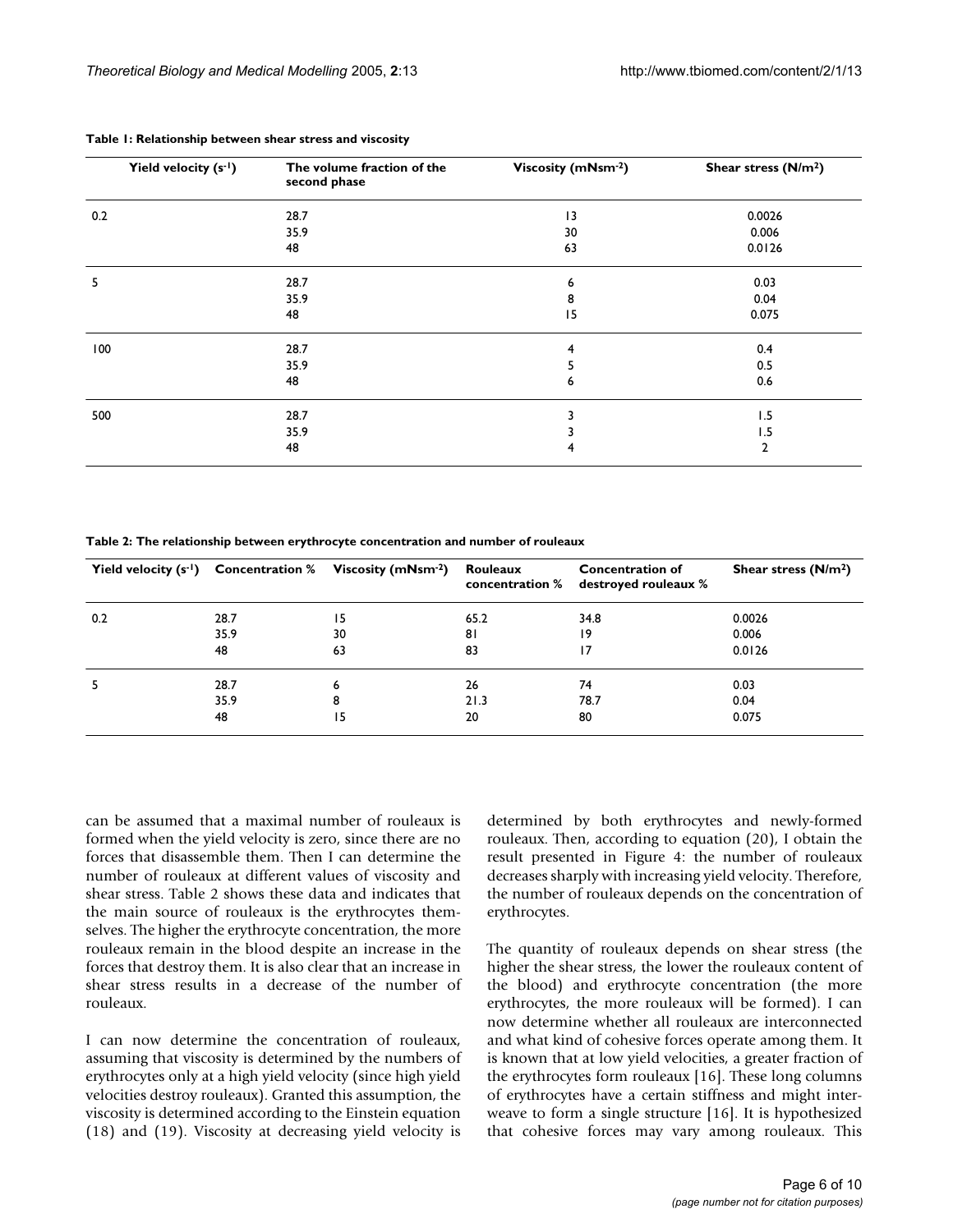**Table 1: Relationship between shear stress and viscosity**

| Yield velocity ($s^{-1}$) | The volume fraction of the second phase | Viscosity ($mNsm^{-2}$) | Shear stress ($N/m^2$) |
|---|---|---|---|
| 0.2 | 28.7 | 13 | 0.0026 |
| | 35.9 | 30 | 0.006 |
| | 48 | 63 | 0.0126 |
| 5 | 28.7 | 6 | 0.03 |
| | 35.9 | 8 | 0.04 |
| | 48 | 15 | 0.075 |
| 100 | 28.7 | 4 | 0.4 |
| | 35.9 | 5 | 0.5 |
| | 48 | 6 | 0.6 |
| 500 | 28.7 | 3 | 1.5 |
| | 35.9 | 3 | 1.5 |
| | 48 | 4 | 2 |

**Table 2: The relationship between erythrocyte concentration and number of rouleaux**

| Yield velocity ($s^{-1}$) | Concentration % | Viscosity ($mNsm^{-2}$) | Rouleaux concentration % | Concentration of destroyed rouleaux % | Shear stress ($N/m^2$) |
|---|---|---|---|---|---|
| 0.2 | 28.7 | 15 | 65.2 | 34.8 | 0.0026 |
| | 35.9 | 30 | 81 | 19 | 0.006 |
| | 48 | 63 | 83 | 17 | 0.0126 |
| 5 | 28.7 | 6 | 26 | 74 | 0.03 |
| | 35.9 | 8 | 21.3 | 78.7 | 0.04 |
| | 48 | 15 | 20 | 80 | 0.075 |

can be assumed that a maximal number of rouleaux is formed when the yield velocity is zero, since there are no forces that disassemble them. Then I can determine the number of rouleaux at different values of viscosity and shear stress. Table 2 shows these data and indicates that the main source of rouleaux is the erythrocytes themselves. The higher the erythrocyte concentration, the more rouleaux remain in the blood despite an increase in the forces that destroy them. It is also clear that an increase in shear stress results in a decrease of the number of rouleaux.

I can now determine the concentration of rouleaux, assuming that viscosity is determined by the numbers of erythrocytes only at a high yield velocity (since high yield velocities destroy rouleaux). Granted this assumption, the viscosity is determined according to the Einstein equation (18) and (19). Viscosity at decreasing yield velocity is determined by both erythrocytes and newly-formed rouleaux. Then, according to equation (20), I obtain the result presented in Figure 4: the number of rouleaux decreases sharply with increasing yield velocity. Therefore, the number of rouleaux depends on the concentration of erythrocytes.

The quantity of rouleaux depends on shear stress (the higher the shear stress, the lower the rouleaux content of the blood) and erythrocyte concentration (the more erythrocytes, the more rouleaux will be formed). I can now determine whether all rouleaux are interconnected and what kind of cohesive forces operate among them. It is known that at low yield velocities, a greater fraction of the erythrocytes form rouleaux [16]. These long columns of erythrocytes have a certain stiffness and might interweave to form a single structure [16]. It is hypothesized that cohesive forces may vary among rouleaux. This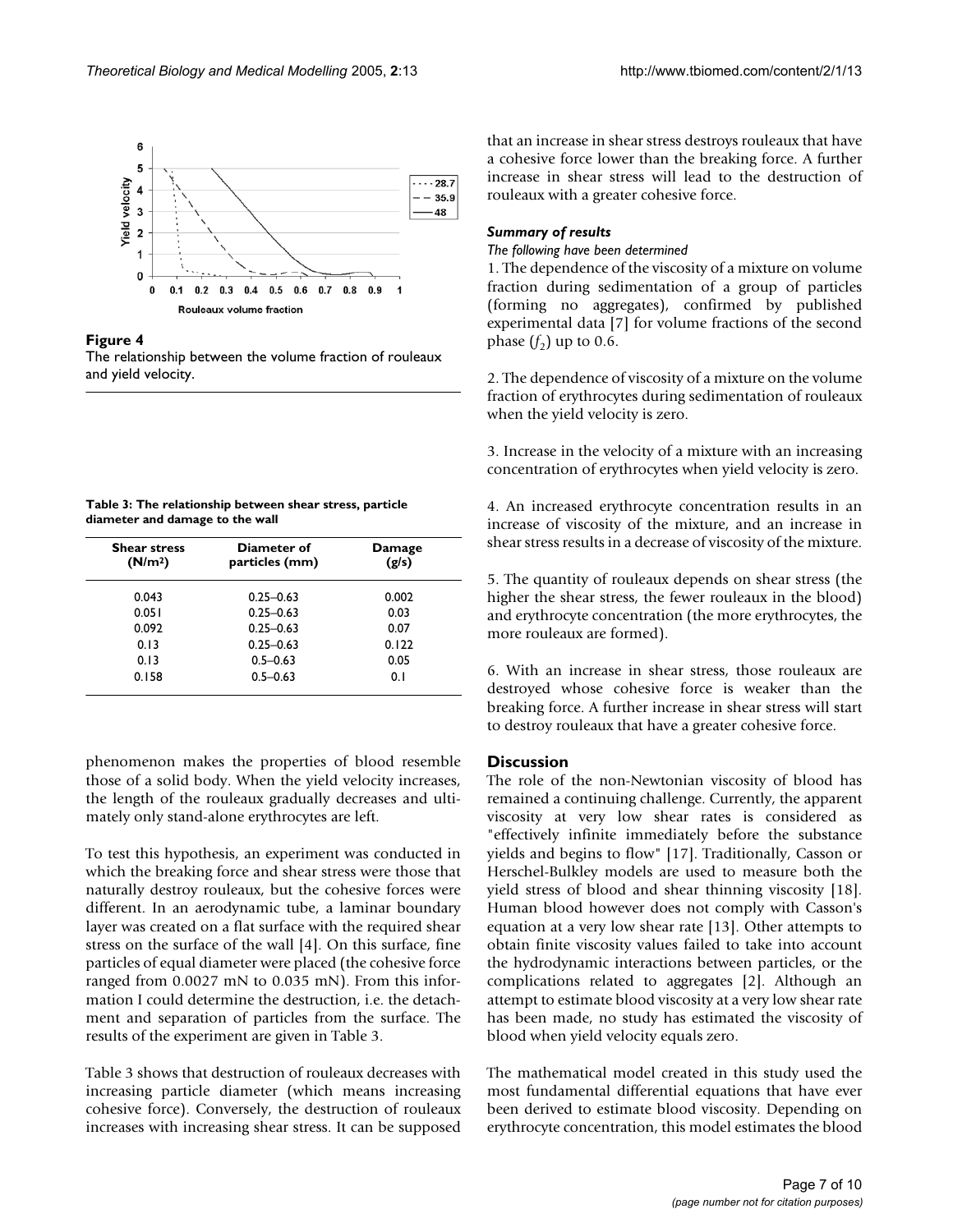6
5
4
3
2
1
0
0 0.1 0.2 0.3 0.4 0.5 0.6 0.7 0.8 0.9 1

Yield velocity

Rouleaux volume fraction

28.7
35.9
48

**Figure 4**
The relationship between the volume fraction of rouleaux and yield velocity.

**Table 3: The relationship between shear stress, particle diameter and damage to the wall**

| Shear stress (N/m²) | Diameter of particles (mm) | Damage (g/s) |
|---|---|---|
| 0.043 | 0.25–0.63 | 0.002 |
| 0.051 | 0.25–0.63 | 0.03 |
| 0.092 | 0.25–0.63 | 0.07 |
| 0.13 | 0.25–0.63 | 0.122 |
| 0.13 | 0.5–0.63 | 0.05 |
| 0.158 | 0.5–0.63 | 0.1 |

phenomenon makes the properties of blood resemble those of a solid body. When the yield velocity increases, the length of the rouleaux gradually decreases and ultimately only stand-alone erythrocytes are left.

To test this hypothesis, an experiment was conducted in which the breaking force and shear stress were those that naturally destroy rouleaux, but the cohesive forces were different. In an aerodynamic tube, a laminar boundary layer was created on a flat surface with the required shear stress on the surface of the wall [4]. On this surface, fine particles of equal diameter were placed (the cohesive force ranged from 0.0027 mN to 0.035 mN). From this information I could determine the destruction, i.e. the detachment and separation of particles from the surface. The results of the experiment are given in Table 3.

Table 3 shows that destruction of rouleaux decreases with increasing particle diameter (which means increasing cohesive force). Conversely, the destruction of rouleaux increases with increasing shear stress. It can be supposed that an increase in shear stress destroys rouleaux that have a cohesive force lower than the breaking force. A further increase in shear stress will lead to the destruction of rouleaux with a greater cohesive force.

### *Summary of results*

*The following have been determined*

1. The dependence of the viscosity of a mixture on volume fraction during sedimentation of a group of particles (forming no aggregates), confirmed by published experimental data [7] for volume fractions of the second phase ($f_2$) up to 0.6.

2. The dependence of viscosity of a mixture on the volume fraction of erythrocytes during sedimentation of rouleaux when the yield velocity is zero.

3. Increase in the velocity of a mixture with an increasing concentration of erythrocytes when yield velocity is zero.

4. An increased erythrocyte concentration results in an increase of viscosity of the mixture, and an increase in shear stress results in a decrease of viscosity of the mixture.

5. The quantity of rouleaux depends on shear stress (the higher the shear stress, the fewer rouleaux in the blood) and erythrocyte concentration (the more erythrocytes, the more rouleaux are formed).

6. With an increase in shear stress, those rouleaux are destroyed whose cohesive force is weaker than the breaking force. A further increase in shear stress will start to destroy rouleaux that have a greater cohesive force.

## Discussion

The role of the non-Newtonian viscosity of blood has remained a continuing challenge. Currently, the apparent viscosity at very low shear rates is considered as "effectively infinite immediately before the substance yields and begins to flow" [17]. Traditionally, Casson or Herschel-Bulkley models are used to measure both the yield stress of blood and shear thinning viscosity [18]. Human blood however does not comply with Casson's equation at a very low shear rate [13]. Other attempts to obtain finite viscosity values failed to take into account the hydrodynamic interactions between particles, or the complications related to aggregates [2]. Although an attempt to estimate blood viscosity at a very low shear rate has been made, no study has estimated the viscosity of blood when yield velocity equals zero.

The mathematical model created in this study used the most fundamental differential equations that have ever been derived to estimate blood viscosity. Depending on erythrocyte concentration, this model estimates the blood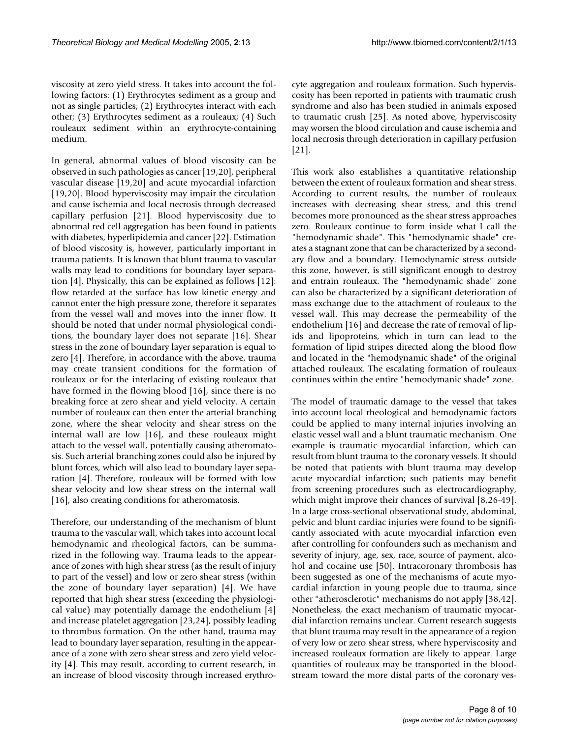viscosity at zero yield stress. It takes into account the following factors: (1) Erythrocytes sediment as a group and not as single particles; (2) Erythrocytes interact with each other; (3) Erythrocytes sediment as a rouleaux; (4) Such rouleaux sediment within an erythrocyte-containing medium.

In general, abnormal values of blood viscosity can be observed in such pathologies as cancer [19,20], peripheral vascular disease [19,20] and acute myocardial infarction [19,20]. Blood hyperviscosity may impair the circulation and cause ischemia and local necrosis through decreased capillary perfusion [21]. Blood hyperviscosity due to abnormal red cell aggregation has been found in patients with diabetes, hyperlipidemia and cancer [22]. Estimation of blood viscosity is, however, particularly important in trauma patients. It is known that blunt trauma to vascular walls may lead to conditions for boundary layer separation [4]. Physically, this can be explained as follows [12]: flow retarded at the surface has low kinetic energy and cannot enter the high pressure zone, therefore it separates from the vessel wall and moves into the inner flow. It should be noted that under normal physiological conditions, the boundary layer does not separate [16]. Shear stress in the zone of boundary layer separation is equal to zero [4]. Therefore, in accordance with the above, trauma may create transient conditions for the formation of rouleaux or for the interlacing of existing rouleaux that have formed in the flowing blood [16], since there is no breaking force at zero shear and yield velocity. A certain number of rouleaux can then enter the arterial branching zone, where the shear velocity and shear stress on the internal wall are low [16], and these rouleaux might attach to the vessel wall, potentially causing atheromatosis. Such arterial branching zones could also be injured by blunt forces, which will also lead to boundary layer separation [4]. Therefore, rouleaux will be formed with low shear velocity and low shear stress on the internal wall [16], also creating conditions for atheromatosis.

Therefore, our understanding of the mechanism of blunt trauma to the vascular wall, which takes into account local hemodynamic and rheological factors, can be summarized in the following way. Trauma leads to the appearance of zones with high shear stress (as the result of injury to part of the vessel) and low or zero shear stress (within the zone of boundary layer separation) [4]. We have reported that high shear stress (exceeding the physiological value) may potentially damage the endothelium [4] and increase platelet aggregation [23,24], possibly leading to thrombus formation. On the other hand, trauma may lead to boundary layer separation, resulting in the appearance of a zone with zero shear stress and zero yield velocity [4]. This may result, according to current research, in an increase of blood viscosity through increased erythrocyte aggregation and rouleaux formation. Such hyperviscosity has been reported in patients with traumatic crush syndrome and also has been studied in animals exposed to traumatic crush [25]. As noted above, hyperviscosity may worsen the blood circulation and cause ischemia and local necrosis through deterioration in capillary perfusion [21].

This work also establishes a quantitative relationship between the extent of rouleaux formation and shear stress. According to current results, the number of rouleaux increases with decreasing shear stress, and this trend becomes more pronounced as the shear stress approaches zero. Rouleaux continue to form inside what I call the "hemodynamic shade". This "hemodynamic shade" creates a stagnant zone that can be characterized by a secondary flow and a boundary. Hemodynamic stress outside this zone, however, is still significant enough to destroy and entrain rouleaux. The "hemodynamic shade" zone can also be characterized by a significant deterioration of mass exchange due to the attachment of rouleaux to the vessel wall. This may decrease the permeability of the endothelium [16] and decrease the rate of removal of lipids and lipoproteins, which in turn can lead to the formation of lipid stripes directed along the blood flow and located in the "hemodynamic shade" of the original attached rouleaux. The escalating formation of rouleaux continues within the entire "hemodymanic shade" zone.

The model of traumatic damage to the vessel that takes into account local rheological and hemodynamic factors could be applied to many internal injuries involving an elastic vessel wall and a blunt traumatic mechanism. One example is traumatic myocardial infarction, which can result from blunt trauma to the coronary vessels. It should be noted that patients with blunt trauma may develop acute myocardial infarction; such patients may benefit from screening procedures such as electrocardiography, which might improve their chances of survival [8,26-49]. In a large cross-sectional observational study, abdominal, pelvic and blunt cardiac injuries were found to be significantly associated with acute myocardial infarction even after controlling for confounders such as mechanism and severity of injury, age, sex, race, source of payment, alcohol and cocaine use [50]. Intracoronary thrombosis has been suggested as one of the mechanisms of acute myocardial infarction in young people due to trauma, since other "atherosclerotic" mechanisms do not apply [38,42]. Nonetheless, the exact mechanism of traumatic myocardial infarction remains unclear. Current research suggests that blunt trauma may result in the appearance of a region of very low or zero shear stress, where hyperviscosity and increased rouleaux formation are likely to appear. Large quantities of rouleaux may be transported in the bloodstream toward the more distal parts of the coronary ves-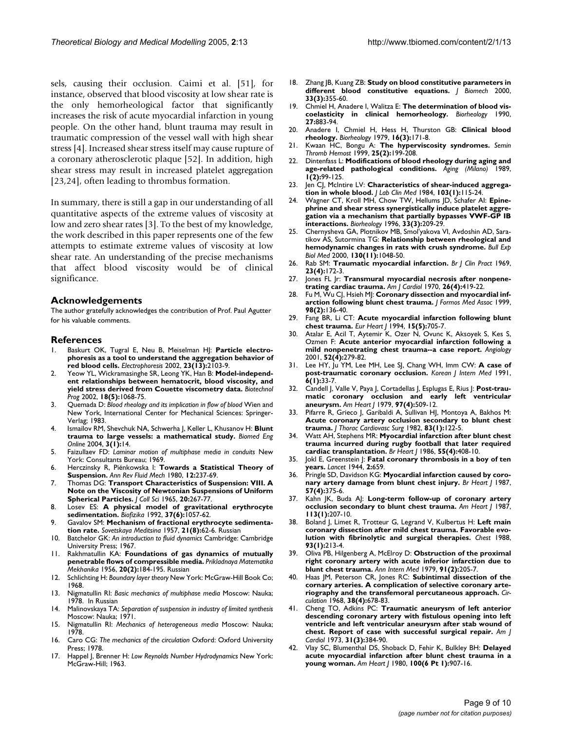sels, causing their occlusion. Caimi et al. [51], for instance, observed that blood viscosity at low shear rate is the only hemorheological factor that significantly increases the risk of acute myocardial infarction in young people. On the other hand, blunt trauma may result in traumatic compression of the vessel wall with high shear stress [4]. Increased shear stress itself may cause rupture of a coronary atherosclerotic plaque [52]. In addition, high shear stress may result in increased platelet aggregation [23,24], often leading to thrombus formation.

In summary, there is still a gap in our understanding of all quantitative aspects of the extreme values of viscosity at low and zero shear rates [3]. To the best of my knowledge, the work described in this paper represents one of the few attempts to estimate extreme values of viscosity at low shear rate. An understanding of the precise mechanisms that affect blood viscosity would be of clinical significance.

## Acknowledgements

The author gratefully acknowledges the contribution of Prof. Paul Agutter for his valuable comments.

## References

1. Baskurt OK, Tugral E, Neu B, Meiselman HJ: **Particle electrophoresis as a tool to understand the aggregation behavior of red blood cells.** *Electrophoresis* 2002, **23(13):**2103-9.
2. Yeow YL, Wickramasinghe SR, Leong YK, Han B: **Model-independent relationships between hematocrit, blood viscosity, and yield stress derived from Couette viscometry data.** *Biotechnol Prog* 2002, **18(5):**1068-75.
3. Quemada D: *Blood rheology and its implication in flow of blood* Wien and New York, International Center for Mechanical Sciences: Springer-Verlag; 1983.
4. Ismailov RM, Shevchuk NA, Schwerha J, Keller L, Khusanov H: **Blunt trauma to large vessels: a mathematical study.** *Biomed Eng Online* 2004, **3(1):**14.
5. Faizullaev FD: *Laminar motion of multiphase media in conduits* New York: Consultants Bureau; 1969.
6. Herczinsky R, Pieńkowska I: **Towards a Statistical Theory of Suspension.** *Ann Rev Fluid Mech* 1980, **12:**237-69.
7. Thomas DG: **Transport Characteristics of Suspension: VIII. A Note on the Viscosity of Newtonian Suspensions of Uniform Spherical Particles.** *J Coll Sci* 1965, **20:**267-77.
8. Losev ES: **A physical model of gravitational erythrocyte sedimentation.** *Biofizika* 1992, **37(6):**1057-62.
9. Gavalov SM: **Mechanism of fractional erythrocyte sedimentation rate.** *Sovetskaya Meditsina* 1957, **21(8):**62-6. Russian
10. Batchelor GK: *An introduction to fluid dynamics* Cambridge: Cambridge University Press; 1967.
11. Rakhmatullin KA: **Foundations of gas dynamics of mutually penetrable flows of compressible media.** *Prikladnaya Matematika Mekhanika* 1956, **20(2):**184-195. Russian
12. Schlichting H: *Boundary layer theory* New York: McGraw-Hill Book Co; 1968.
13. Nigmatullin RI: *Basic mechanics of multiphase media* Moscow: Nauka; 1978. In Russian
14. Malinovskaya TA: *Separation of suspension in industry of limited synthesis* Moscow: Nauka; 1971.
15. Nigmatullin RI: *Mechanics of heterogeneous media* Moscow: Nauka; 1978.
16. Caro CG: *The mechanics of the circulation* Oxford: Oxford University Press; 1978.
17. Happel J, Brenner H: *Low Reynolds Number Hydrodynamics* New York: McGraw-Hill; 1963.
18. Zhang JB, Kuang ZB: **Study on blood constitutive parameters in different blood constitutive equations.** *J Biomech* 2000, **33(3):**355-60.
19. Chmiel H, Anadere I, Walitza E: **The determination of blood viscoelasticity in clinical hemorheology.** *Biorheology* 1990, **27:**883-94.
20. Anadere I, Chmiel H, Hess H, Thurston GB: **Clinical blood rheology.** *Biorheology* 1979, **16(3):**171-8.
21. Kwaan HC, Bongu A: **The hyperviscosity syndromes.** *Semin Thromb Hemost* 1999, **25(2):**199-208.
22. Dintenfass L: **Modifications of blood rheology during aging and age-related pathological conditions.** *Aging (Milano)* 1989, **1(2):**99-125.
23. Jen CJ, McIntire LV: **Characteristics of shear-induced aggregation in whole blood.** *J Lab Clin Med* 1984, **103(1):**115-24.
24. Wagner CT, Kroll MH, Chow TW, Hellums JD, Schafer AI: **Epinephrine and shear stress synergistically induce platelet aggregation via a mechanism that partially bypasses VWF-GP IB interactions.** *Biorheology* 1996, **33(3):**209-29.
25. Chernysheva GA, Plotnikov MB, Smol'yakova VI, Avdoshin AD, Saratikov AS, Sutormina TG: **Relationship between rheological and hemodynamic changes in rats with crush syndrome.** *Bull Exp Biol Med* 2000, **130(11):**1048-50.
26. Rab SM: **Traumatic myocardial infarction.** *Br J Clin Pract* 1969, **23(4):**172-3.
27. Jones FL Jr: **Transmural myocardial necrosis after nonpenetrating cardiac trauma.** *Am J Cardiol* 1970, **26(4):**419-22.
28. Fu M, Wu CJ, Hsieh MJ: **Coronary dissection and myocardial infarction following blunt chest trauma.** *J Formos Med Assoc* 1999, **98(2):**136-40.
29. Fang BR, Li CT: **Acute myocardial infarction following blunt chest trauma.** *Eur Heart J* 1994, **15(5):**705-7.
30. Atalar E, Acil T, Aytemir K, Ozer N, Ovunc K, Aksoyek S, Kes S, Ozmen F: **Acute anterior myocardial infarction following a mild nonpenetrating chest trauma--a case report.** *Angiology* 2001, **52(4):**279-82.
31. Lee HY, Ju YM, Lee MH, Lee SJ, Chang WH, Imm CW: **A case of post-traumatic coronary occlusion.** *Korean J Intern Med* 1991, **6(1):**33-7.
32. Candell J, Valle V, Paya J, Cortadellas J, Esplugas E, Rius J: **Post-traumatic coronary occlusion and early left ventricular aneurysm.** *Am Heart J* 1979, **97(4):**509-12.
33. Pifarre R, Grieco J, Garibaldi A, Sullivan HJ, Montoya A, Bakhos M: **Acute coronary artery occlusion secondary to blunt chest trauma.** *J Thorac Cardiovasc Surg* 1982, **83(1):**122-5.
34. Watt AH, Stephens MR: **Myocardial infarction after blunt chest trauma incurred during rugby football that later required cardiac transplantation.** *Br Heart J* 1986, **55(4):**408-10.
35. Jokl E, Greenstein J: **Fatal coronary thrombosis in a boy of ten years.** *Lancet* 1944, **2:**659.
36. Pringle SD, Davidson KG: **Myocardial infarction caused by coronary artery damage from blunt chest injury.** *Br Heart J* 1987, **57(4):**375-6.
37. Kahn JK, Buda AJ: **Long-term follow-up of coronary artery occlusion secondary to blunt chest trauma.** *Am Heart J* 1987, **113(1):**207-10.
38. Boland J, Limet R, Trotteur G, Legrand V, Kulbertus H: **Left main coronary dissection after mild chest trauma. Favorable evolution with fibrinolytic and surgical therapies.** *Chest* 1988, **93(1):**213-4.
39. Oliva PB, Hilgenberg A, McElroy D: **Obstruction of the proximal right coronary artery with acute inferior infarction due to blunt chest trauma.** *Ann Intern Med* 1979, **91(2):**205-7.
40. Haas JM, Peterson CR, Jones RC: **Subintimal dissection of the cornary arteries. A complication of selective coronary arteriography and the transfemoral percutaneous approach.** *Circulation* 1968, **38(4):**678-83.
41. Cheng TO, Adkins PC: **Traumatic aneurysm of left anterior descending coronary artery with fistulous opening into left ventricle and left ventricular aneurysm after stab wound of chest. Report of case with successful surgical repair.** *Am J Cardiol* 1973, **31(3):**384-90.
42. Vlay SC, Blumenthal DS, Shoback D, Fehir K, Bulkley BH: **Delayed acute myocardial infarction after blunt chest trauma in a young woman.** *Am Heart J* 1980, **100(6 Pt 1):**907-16.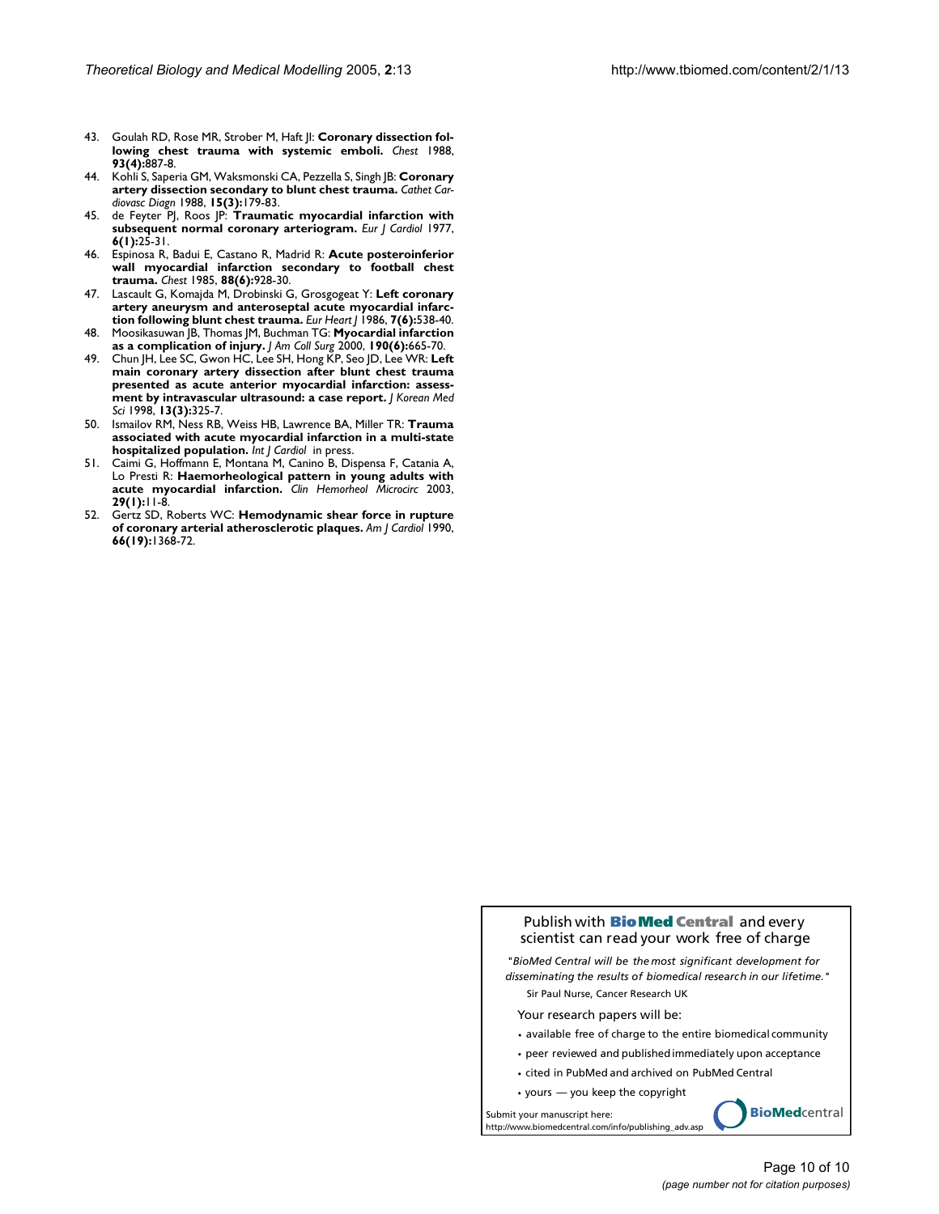43. Goulah RD, Rose MR, Strober M, Haft JI: **Coronary dissection following chest trauma with systemic emboli.** *Chest* 1988, **93(4):**887-8.
44. Kohli S, Saperia GM, Waksmonski CA, Pezzella S, Singh JB: **Coronary artery dissection secondary to blunt chest trauma.** *Cathet Cardiovasc Diagn* 1988, **15(3):**179-83.
45. de Feyter PJ, Roos JP: **Traumatic myocardial infarction with subsequent normal coronary arteriogram.** *Eur J Cardiol* 1977, **6(1):**25-31.
46. Espinosa R, Badui E, Castano R, Madrid R: **Acute posteroinferior wall myocardial infarction secondary to football chest trauma.** *Chest* 1985, **88(6):**928-30.
47. Lascault G, Komajda M, Drobinski G, Grosgogeat Y: **Left coronary artery aneurysm and anteroseptal acute myocardial infarction following blunt chest trauma.** *Eur Heart J* 1986, **7(6):**538-40.
48. Moosikasuwan JB, Thomas JM, Buchman TG: **Myocardial infarction as a complication of injury.** *J Am Coll Surg* 2000, **190(6):**665-70.
49. Chun JH, Lee SC, Gwon HC, Lee SH, Hong KP, Seo JD, Lee WR: **Left main coronary artery dissection after blunt chest trauma presented as acute anterior myocardial infarction: assessment by intravascular ultrasound: a case report.** *J Korean Med Sci* 1998, **13(3):**325-7.
50. Ismailov RM, Ness RB, Weiss HB, Lawrence BA, Miller TR: **Trauma associated with acute myocardial infarction in a multi-state hospitalized population.** *Int J Cardiol* in press.
51. Caimi G, Hoffmann E, Montana M, Canino B, Dispensa F, Catania A, Lo Presti R: **Haemorheological pattern in young adults with acute myocardial infarction.** *Clin Hemorheol Microcirc* 2003, **29(1):**11-8.
52. Gertz SD, Roberts WC: **Hemodynamic shear force in rupture of coronary arterial atherosclerotic plaques.** *Am J Cardiol* 1990, **66(19):**1368-72.

Publish with **BioMed Central** and every scientist can read your work free of charge

*"BioMed Central will be the most significant development for disseminating the results of biomedical research in our lifetime."*

Sir Paul Nurse, Cancer Research UK

Your research papers will be:

- available free of charge to the entire biomedical community
- peer reviewed and published immediately upon acceptance
- cited in PubMed and archived on PubMed Central
- yours — you keep the copyright

Submit your manuscript here:
http://www.biomedcentral.com/info/publishing_adv.asp

**BioMed**central